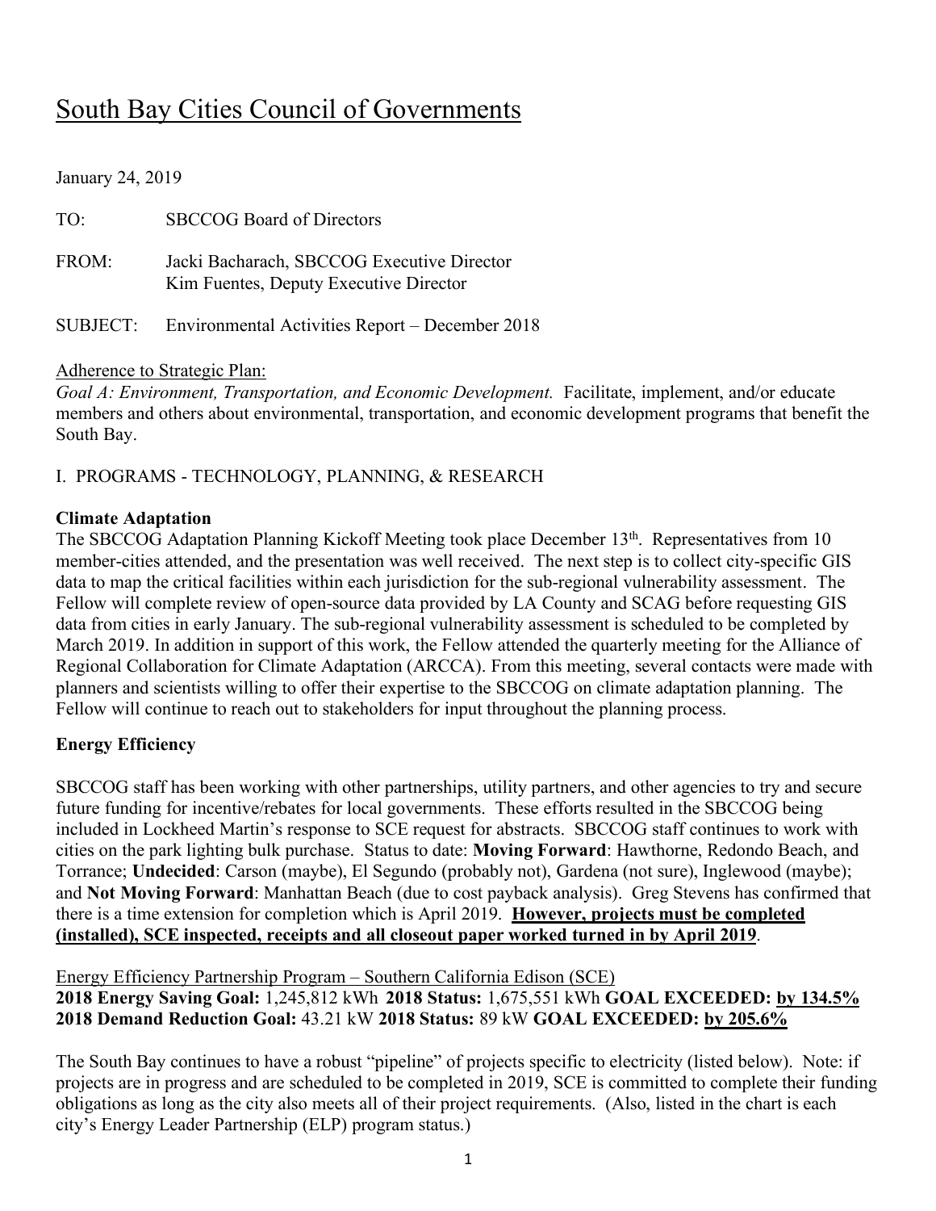# South Bay Cities Council of Governments

January 24, 2019

TO: SBCCOG Board of Directors

FROM: Jacki Bacharach, SBCCOG Executive Director
Kim Fuentes, Deputy Executive Director

SUBJECT: Environmental Activities Report – December 2018

Adherence to Strategic Plan:
*Goal A: Environment, Transportation, and Economic Development.* Facilitate, implement, and/or educate members and others about environmental, transportation, and economic development programs that benefit the South Bay.

## I. PROGRAMS - TECHNOLOGY, PLANNING, & RESEARCH

**Climate Adaptation**

The SBCCOG Adaptation Planning Kickoff Meeting took place December 13th. Representatives from 10 member-cities attended, and the presentation was well received. The next step is to collect city-specific GIS data to map the critical facilities within each jurisdiction for the sub-regional vulnerability assessment. The Fellow will complete review of open-source data provided by LA County and SCAG before requesting GIS data from cities in early January. The sub-regional vulnerability assessment is scheduled to be completed by March 2019. In addition in support of this work, the Fellow attended the quarterly meeting for the Alliance of Regional Collaboration for Climate Adaptation (ARCCA). From this meeting, several contacts were made with planners and scientists willing to offer their expertise to the SBCCOG on climate adaptation planning. The Fellow will continue to reach out to stakeholders for input throughout the planning process.

**Energy Efficiency**

SBCCOG staff has been working with other partnerships, utility partners, and other agencies to try and secure future funding for incentive/rebates for local governments. These efforts resulted in the SBCCOG being included in Lockheed Martin's response to SCE request for abstracts. SBCCOG staff continues to work with cities on the park lighting bulk purchase. Status to date: **Moving Forward**: Hawthorne, Redondo Beach, and Torrance; **Undecided**: Carson (maybe), El Segundo (probably not), Gardena (not sure), Inglewood (maybe); and **Not Moving Forward**: Manhattan Beach (due to cost payback analysis). Greg Stevens has confirmed that there is a time extension for completion which is April 2019. **However, projects must be completed (installed), SCE inspected, receipts and all closeout paper worked turned in by April 2019**.

Energy Efficiency Partnership Program – Southern California Edison (SCE)
**2018 Energy Saving Goal:** 1,245,812 kWh **2018 Status:** 1,675,551 kWh **GOAL EXCEEDED: by 134.5%**
**2018 Demand Reduction Goal:** 43.21 kW **2018 Status:** 89 kW **GOAL EXCEEDED: by 205.6%**

The South Bay continues to have a robust "pipeline" of projects specific to electricity (listed below). Note: if projects are in progress and are scheduled to be completed in 2019, SCE is committed to complete their funding obligations as long as the city also meets all of their project requirements. (Also, listed in the chart is each city's Energy Leader Partnership (ELP) program status.)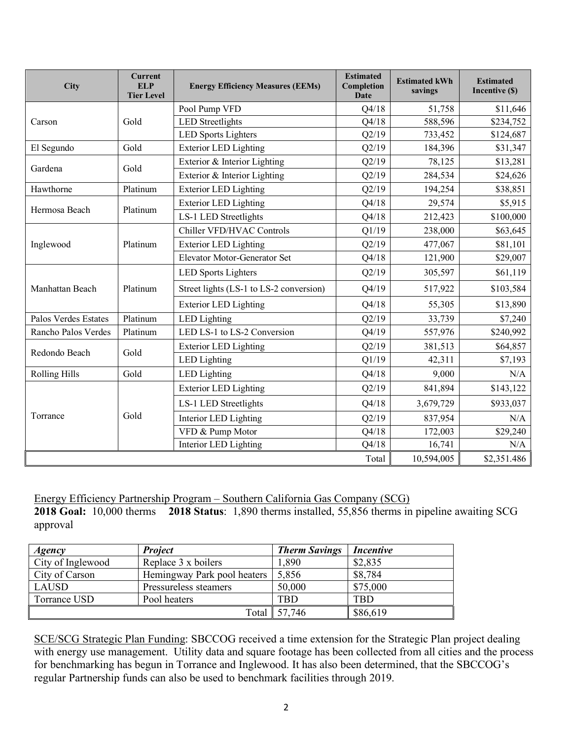| City | Current ELP Tier Level | Energy Efficiency Measures (EEMs) | Estimated Completion Date | Estimated kWh savings | Estimated Incentive ($) |
|---|---|---|---|---|---|
| Carson | Gold | Pool Pump VFD | Q4/18 | 51,758 | $11,646 |
| | | LED Streetlights | Q4/18 | 588,596 | $234,752 |
| | | LED Sports Lighters | Q2/19 | 733,452 | $124,687 |
| El Segundo | Gold | Exterior LED Lighting | Q2/19 | 184,396 | $31,347 |
| Gardena | Gold | Exterior & Interior Lighting | Q2/19 | 78,125 | $13,281 |
| | | Exterior & Interior Lighting | Q2/19 | 284,534 | $24,626 |
| Hawthorne | Platinum | Exterior LED Lighting | Q2/19 | 194,254 | $38,851 |
| Hermosa Beach | Platinum | Exterior LED Lighting | Q4/18 | 29,574 | $5,915 |
| | | LS-1 LED Streetlights | Q4/18 | 212,423 | $100,000 |
| Inglewood | Platinum | Chiller VFD/HVAC Controls | Q1/19 | 238,000 | $63,645 |
| | | Exterior LED Lighting | Q2/19 | 477,067 | $81,101 |
| | | Elevator Motor-Generator Set | Q4/18 | 121,900 | $29,007 |
| Manhattan Beach | Platinum | LED Sports Lighters | Q2/19 | 305,597 | $61,119 |
| | | Street lights (LS-1 to LS-2 conversion) | Q4/19 | 517,922 | $103,584 |
| | | Exterior LED Lighting | Q4/18 | 55,305 | $13,890 |
| Palos Verdes Estates | Platinum | LED Lighting | Q2/19 | 33,739 | $7,240 |
| Rancho Palos Verdes | Platinum | LED LS-1 to LS-2 Conversion | Q4/19 | 557,976 | $240,992 |
| Redondo Beach | Gold | Exterior LED Lighting | Q2/19 | 381,513 | $64,857 |
| | | LED Lighting | Q1/19 | 42,311 | $7,193 |
| Rolling Hills | Gold | LED Lighting | Q4/18 | 9,000 | N/A |
| Torrance | Gold | Exterior LED Lighting | Q2/19 | 841,894 | $143,122 |
| | | LS-1 LED Streetlights | Q4/18 | 3,679,729 | $933,037 |
| | | Interior LED Lighting | Q2/19 | 837,954 | N/A |
| | | VFD & Pump Motor | Q4/18 | 172,003 | $29,240 |
| | | Interior LED Lighting | Q4/18 | 16,741 | N/A |
| | | | Total | 10,594,005 | $2,351.486 |

Energy Efficiency Partnership Program – Southern California Gas Company (SCG)

**2018 Goal:** 10,000 therms **2018 Status**: 1,890 therms installed, 55,856 therms in pipeline awaiting SCG approval

| *Agency* | *Project* | *Therm Savings* | *Incentive* |
|---|---|---|---|
| City of Inglewood | Replace 3 x boilers | 1,890 | $2,835 |
| City of Carson | Hemingway Park pool heaters | 5,856 | $8,784 |
| LAUSD | Pressureless steamers | 50,000 | $75,000 |
| Torrance USD | Pool heaters | TBD | TBD |
| | Total | 57,746 | $86,619 |

SCE/SCG Strategic Plan Funding: SBCCOG received a time extension for the Strategic Plan project dealing with energy use management. Utility data and square footage has been collected from all cities and the process for benchmarking has begun in Torrance and Inglewood. It has also been determined, that the SBCCOG's regular Partnership funds can also be used to benchmark facilities through 2019.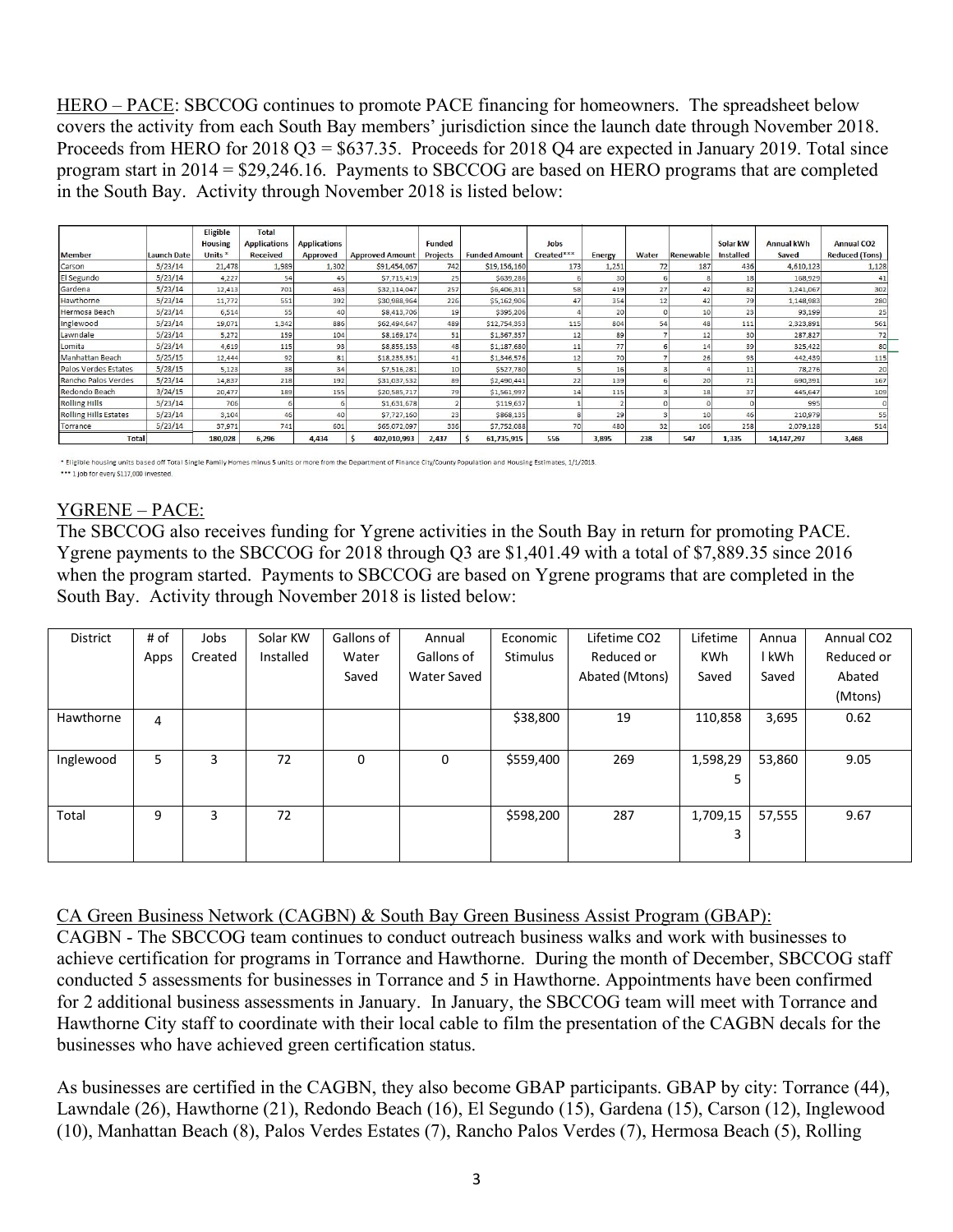HERO – PACE: SBCCOG continues to promote PACE financing for homeowners. The spreadsheet below covers the activity from each South Bay members' jurisdiction since the launch date through November 2018. Proceeds from HERO for 2018 Q3 = $637.35. Proceeds for 2018 Q4 are expected in January 2019. Total since program start in 2014 = $29,246.16. Payments to SBCCOG are based on HERO programs that are completed in the South Bay. Activity through November 2018 is listed below:

| Member | Launch Date | Eligible Housing Units * | Total Applications Received | Applications Approved | Approved Amount | Funded Projects | Funded Amount | Jobs Created*** | Energy | Water | Renewable | Solar kW Installed | Annual kWh Saved | Annual CO2 Reduced (Tons) |
|---|---|---|---|---|---|---|---|---|---|---|---|---|---|---|
| Carson | 5/23/14 | 21,478 | 1,989 | 1,302 | $91,454,067 | 742 | $19,156,160 | 173 | 1,251 | 72 | 187 | 436 | 4,610,123 | 1,128 |
| El Segundo | 5/23/14 | 4,227 | 54 | 45 | $7,715,419 | 25 | $639,286 | 6 | 30 | 6 | 8 | 18 | 168,929 | 41 |
| Gardena | 5/23/14 | 12,413 | 701 | 463 | $32,114,047 | 257 | $6,406,311 | 58 | 419 | 27 | 42 | 82 | 1,241,067 | 302 |
| Hawthorne | 5/23/14 | 11,772 | 551 | 392 | $30,988,964 | 226 | $5,162,906 | 47 | 354 | 12 | 42 | 79 | 1,148,983 | 280 |
| Hermosa Beach | 5/23/14 | 6,514 | 55 | 40 | $8,413,706 | 19 | $395,206 | 4 | 20 | 0 | 10 | 23 | 93,199 | 25 |
| Inglewood | 5/23/14 | 19,071 | 1,342 | 886 | $62,494,647 | 489 | $12,754,353 | 115 | 804 | 54 | 48 | 111 | 2,323,891 | 561 |
| Lawndale | 5/23/14 | 5,272 | 159 | 104 | $8,169,174 | 51 | $1,367,357 | 12 | 89 | 7 | 12 | 30 | 287,827 | 72 |
| Lomita | 5/23/14 | 4,619 | 115 | 93 | $8,855,153 | 48 | $1,187,680 | 11 | 77 | 6 | 14 | 39 | 325,422 | 80 |
| Manhattan Beach | 5/25/15 | 12,444 | 92 | 81 | $18,235,351 | 41 | $1,346,576 | 12 | 70 | 7 | 26 | 93 | 442,439 | 115 |
| Palos Verdes Estates | 5/28/15 | 5,123 | 38 | 34 | $7,516,281 | 10 | $527,780 | 5 | 16 | 3 | 4 | 11 | 78,276 | 20 |
| Rancho Palos Verdes | 5/23/14 | 14,837 | 218 | 192 | $31,037,532 | 89 | $2,490,441 | 22 | 139 | 6 | 20 | 71 | 690,391 | 167 |
| Redondo Beach | 3/24/15 | 20,477 | 189 | 155 | $20,585,717 | 79 | $1,561,997 | 14 | 115 | 3 | 18 | 37 | 445,647 | 109 |
| Rolling Hills | 5/23/14 | 706 | 6 | 6 | $1,631,678 | 2 | $119,637 | 1 | 2 | 0 | 0 | 0 | 995 | 0 |
| Rolling Hills Estates | 5/23/14 | 3,104 | 46 | 40 | $7,727,160 | 23 | $868,135 | 8 | 29 | 3 | 10 | 46 | 210,979 | 55 |
| Torrance | 5/23/14 | 37,971 | 741 | 601 | $65,072,097 | 336 | $7,752,088 | 70 | 480 | 32 | 105 | 258 | 2,079,128 | 514 |
| Total | | 180,028 | 6,296 | 4,434 | $ 402,010,993 | 2,437 | $ 61,735,915 | 556 | 3,895 | 238 | 547 | 1,335 | 14,147,297 | 3,468 |

\* Eligible housing units based off Total Single Family Homes minus 5 units or more from the Department of Finance City/County Population and Housing Estimates, 1/1/2013.
*** 1 job for every $117,000 invested.

YGRENE – PACE:

The SBCCOG also receives funding for Ygrene activities in the South Bay in return for promoting PACE. Ygrene payments to the SBCCOG for 2018 through Q3 are $1,401.49 with a total of $7,889.35 since 2016 when the program started. Payments to SBCCOG are based on Ygrene programs that are completed in the South Bay. Activity through November 2018 is listed below:

| District | # of Apps | Jobs Created | Solar KW Installed | Gallons of Water Saved | Annual Gallons of Water Saved | Economic Stimulus | Lifetime CO2 Reduced or Abated (Mtons) | Lifetime KWh Saved | Annual kWh Saved | Annual CO2 Reduced or Abated (Mtons) |
|---|---|---|---|---|---|---|---|---|---|---|
| Hawthorne | 4 | | | | | $38,800 | 19 | 110,858 | 3,695 | 0.62 |
| Inglewood | 5 | 3 | 72 | 0 | 0 | $559,400 | 269 | 1,598,295 | 53,860 | 9.05 |
| Total | 9 | 3 | 72 | | | $598,200 | 287 | 1,709,153 | 57,555 | 9.67 |

CA Green Business Network (CAGBN) & South Bay Green Business Assist Program (GBAP):

CAGBN - The SBCCOG team continues to conduct outreach business walks and work with businesses to achieve certification for programs in Torrance and Hawthorne. During the month of December, SBCCOG staff conducted 5 assessments for businesses in Torrance and 5 in Hawthorne. Appointments have been confirmed for 2 additional business assessments in January. In January, the SBCCOG team will meet with Torrance and Hawthorne City staff to coordinate with their local cable to film the presentation of the CAGBN decals for the businesses who have achieved green certification status.

As businesses are certified in the CAGBN, they also become GBAP participants. GBAP by city: Torrance (44), Lawndale (26), Hawthorne (21), Redondo Beach (16), El Segundo (15), Gardena (15), Carson (12), Inglewood (10), Manhattan Beach (8), Palos Verdes Estates (7), Rancho Palos Verdes (7), Hermosa Beach (5), Rolling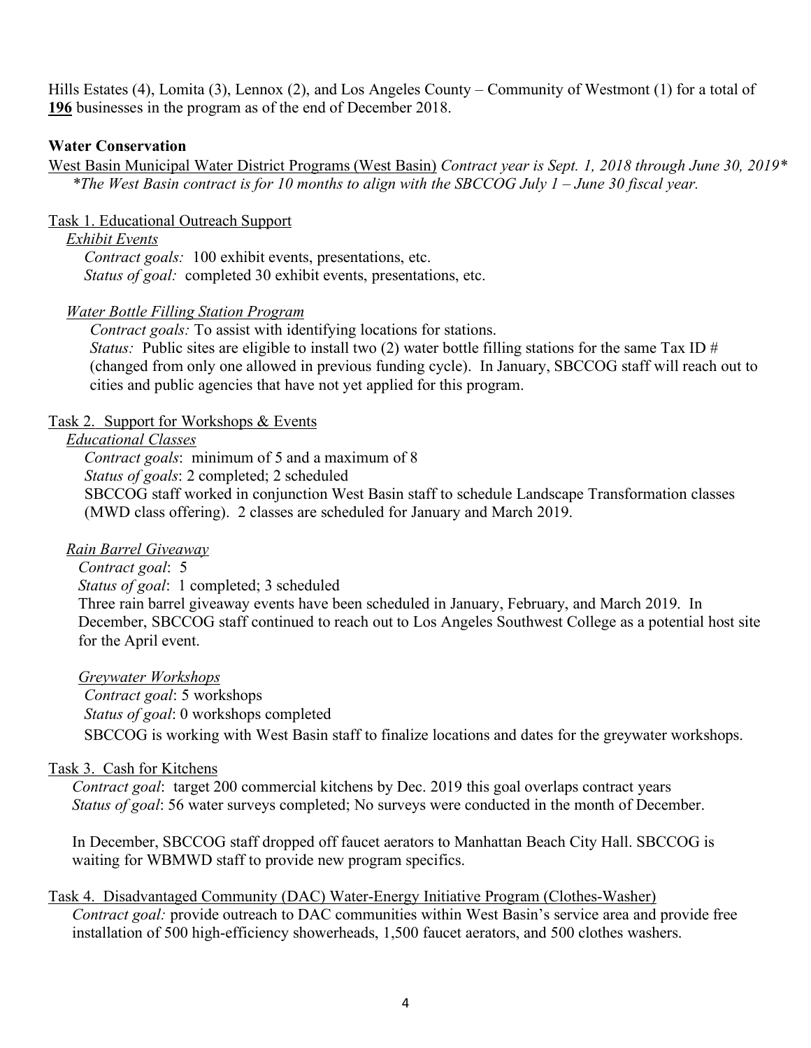Hills Estates (4), Lomita (3), Lennox (2), and Los Angeles County – Community of Westmont (1) for a total of **196** businesses in the program as of the end of December 2018.

**Water Conservation**

West Basin Municipal Water District Programs (West Basin) *Contract year is Sept. 1, 2018 through June 30, 2019**
*\*The West Basin contract is for 10 months to align with the SBCCOG July 1 – June 30 fiscal year.*

Task 1. Educational Outreach Support

*Exhibit Events*

*Contract goals:* 100 exhibit events, presentations, etc.
*Status of goal:* completed 30 exhibit events, presentations, etc.

*Water Bottle Filling Station Program*

*Contract goals:* To assist with identifying locations for stations.
*Status:* Public sites are eligible to install two (2) water bottle filling stations for the same Tax ID # (changed from only one allowed in previous funding cycle). In January, SBCCOG staff will reach out to cities and public agencies that have not yet applied for this program.

Task 2. Support for Workshops & Events

*Educational Classes*

*Contract goals*: minimum of 5 and a maximum of 8
*Status of goals*: 2 completed; 2 scheduled
SBCCOG staff worked in conjunction West Basin staff to schedule Landscape Transformation classes (MWD class offering). 2 classes are scheduled for January and March 2019.

*Rain Barrel Giveaway*

*Contract goal*: 5
*Status of goal*: 1 completed; 3 scheduled
Three rain barrel giveaway events have been scheduled in January, February, and March 2019. In December, SBCCOG staff continued to reach out to Los Angeles Southwest College as a potential host site for the April event.

*Greywater Workshops*

*Contract goal*: 5 workshops
*Status of goal*: 0 workshops completed
SBCCOG is working with West Basin staff to finalize locations and dates for the greywater workshops.

Task 3. Cash for Kitchens

*Contract goal*: target 200 commercial kitchens by Dec. 2019 this goal overlaps contract years
*Status of goal*: 56 water surveys completed; No surveys were conducted in the month of December.

In December, SBCCOG staff dropped off faucet aerators to Manhattan Beach City Hall. SBCCOG is waiting for WBMWD staff to provide new program specifics.

Task 4. Disadvantaged Community (DAC) Water-Energy Initiative Program (Clothes-Washer)

*Contract goal:* provide outreach to DAC communities within West Basin's service area and provide free installation of 500 high-efficiency showerheads, 1,500 faucet aerators, and 500 clothes washers.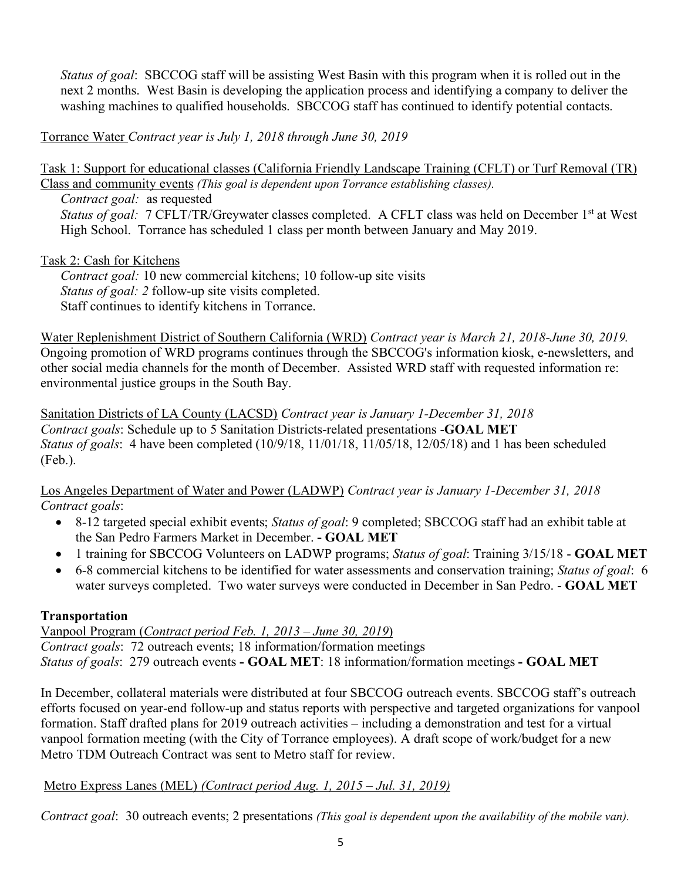*Status of goal*: SBCCOG staff will be assisting West Basin with this program when it is rolled out in the next 2 months. West Basin is developing the application process and identifying a company to deliver the washing machines to qualified households. SBCCOG staff has continued to identify potential contacts.

Torrance Water *Contract year is July 1, 2018 through June 30, 2019*

Task 1: Support for educational classes (California Friendly Landscape Training (CFLT) or Turf Removal (TR) Class and community events *(This goal is dependent upon Torrance establishing classes).*

*Contract goal:* as requested

*Status of goal:* 7 CFLT/TR/Greywater classes completed. A CFLT class was held on December 1st at West High School. Torrance has scheduled 1 class per month between January and May 2019.

Task 2: Cash for Kitchens

*Contract goal:* 10 new commercial kitchens; 10 follow-up site visits

*Status of goal: 2* follow-up site visits completed.

Staff continues to identify kitchens in Torrance.

Water Replenishment District of Southern California (WRD) *Contract year is March 21, 2018-June 30, 2019.* Ongoing promotion of WRD programs continues through the SBCCOG's information kiosk, e-newsletters, and other social media channels for the month of December. Assisted WRD staff with requested information re: environmental justice groups in the South Bay.

Sanitation Districts of LA County (LACSD) *Contract year is January 1-December 31, 2018*
*Contract goals*: Schedule up to 5 Sanitation Districts-related presentations -**GOAL MET**
*Status of goals*: 4 have been completed (10/9/18, 11/01/18, 11/05/18, 12/05/18) and 1 has been scheduled (Feb.).

Los Angeles Department of Water and Power (LADWP) *Contract year is January 1-December 31, 2018*
*Contract goals*:

- 8-12 targeted special exhibit events; *Status of goal*: 9 completed; SBCCOG staff had an exhibit table at the San Pedro Farmers Market in December. **- GOAL MET**
- 1 training for SBCCOG Volunteers on LADWP programs; *Status of goal*: Training 3/15/18 - **GOAL MET**
- 6-8 commercial kitchens to be identified for water assessments and conservation training; *Status of goal*: 6 water surveys completed. Two water surveys were conducted in December in San Pedro. - **GOAL MET**

**Transportation**

Vanpool Program (*Contract period Feb. 1, 2013 – June 30, 2019*)
*Contract goals*: 72 outreach events; 18 information/formation meetings
*Status of goals*: 279 outreach events **- GOAL MET**: 18 information/formation meetings **- GOAL MET**

In December, collateral materials were distributed at four SBCCOG outreach events. SBCCOG staff's outreach efforts focused on year-end follow-up and status reports with perspective and targeted organizations for vanpool formation. Staff drafted plans for 2019 outreach activities – including a demonstration and test for a virtual vanpool formation meeting (with the City of Torrance employees). A draft scope of work/budget for a new Metro TDM Outreach Contract was sent to Metro staff for review.

Metro Express Lanes (MEL) *(Contract period Aug. 1, 2015 – Jul. 31, 2019)*

*Contract goal*: 30 outreach events; 2 presentations *(This goal is dependent upon the availability of the mobile van).*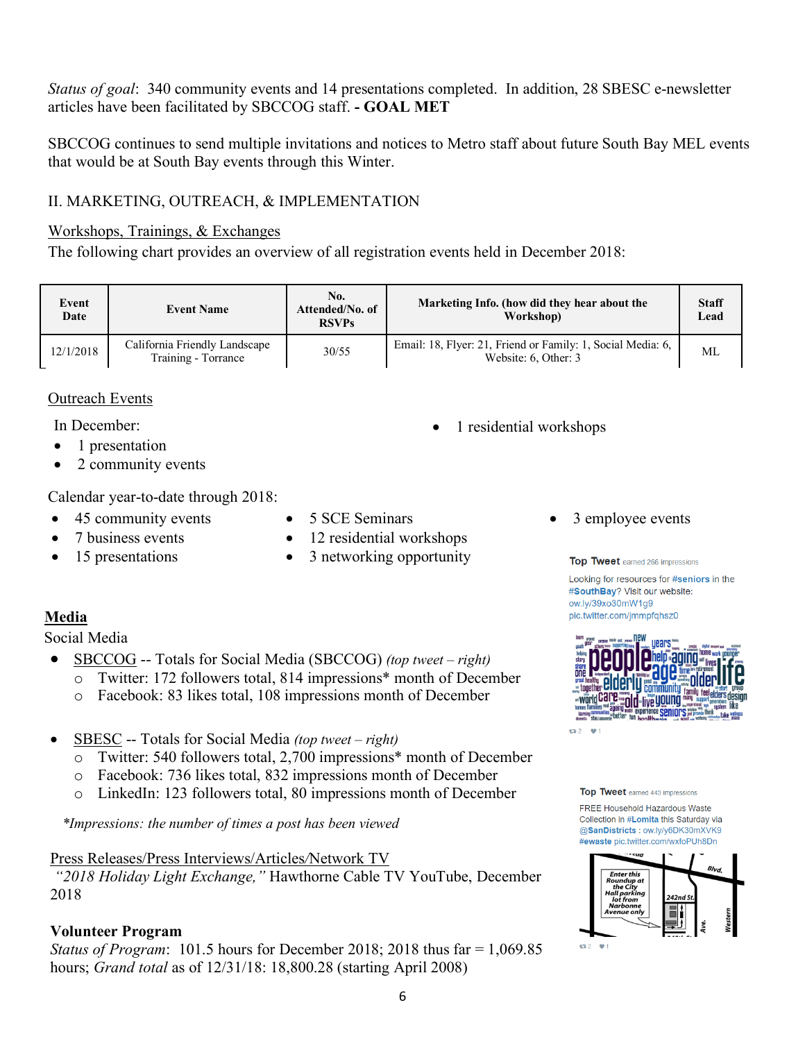*Status of goal*: 340 community events and 14 presentations completed. In addition, 28 SBESC e-newsletter articles have been facilitated by SBCCOG staff. **- GOAL MET**

SBCCOG continues to send multiple invitations and notices to Metro staff about future South Bay MEL events that would be at South Bay events through this Winter.

II. MARKETING, OUTREACH, & IMPLEMENTATION

Workshops, Trainings, & Exchanges

The following chart provides an overview of all registration events held in December 2018:

| Event Date | Event Name | No. Attended/No. of RSVPs | Marketing Info. (how did they hear about the Workshop) | Staff Lead |
|---|---|---|---|---|
| 12/1/2018 | California Friendly Landscape Training - Torrance | 30/55 | Email: 18, Flyer: 21, Friend or Family: 1, Social Media: 6, Website: 6, Other: 3 | ML |

Outreach Events

In December:

- 1 presentation
- 2 community events
- 1 residential workshops

Calendar year-to-date through 2018:

- 45 community events
- 7 business events
- 15 presentations
- 5 SCE Seminars
- 12 residential workshops
- 3 networking opportunity
- 3 employee events

## Media

Social Media

- SBCCOG -- Totals for Social Media (SBCCOG) *(top tweet – right)*
  - Twitter: 172 followers total, 814 impressions* month of December
  - Facebook: 83 likes total, 108 impressions month of December

- SBESC -- Totals for Social Media *(top tweet – right)*
  - Twitter: 540 followers total, 2,700 impressions* month of December
  - Facebook: 736 likes total, 832 impressions month of December
  - LinkedIn: 123 followers total, 80 impressions month of December

*\*Impressions: the number of times a post has been viewed*

Top Tweet earned 266 impressions

Looking for resources for #seniors in the #SouthBay? Visit our website: ow.ly/39xo30mW1g9 pic.twitter.com/jmmpfqhsz0

Top Tweet earned 443 impressions

FREE Household Hazardous Waste Collection in #Lomita this Saturday via @SanDistricts : ow.ly/y6DK30mXVK9 #ewaste pic.twitter.com/wxfoPUh8Dn

Press Releases/Press Interviews/Articles/Network TV

*"2018 Holiday Light Exchange,"* Hawthorne Cable TV YouTube, December 2018

**Volunteer Program**

*Status of Program*: 101.5 hours for December 2018; 2018 thus far = 1,069.85 hours; *Grand total* as of 12/31/18: 18,800.28 (starting April 2008)